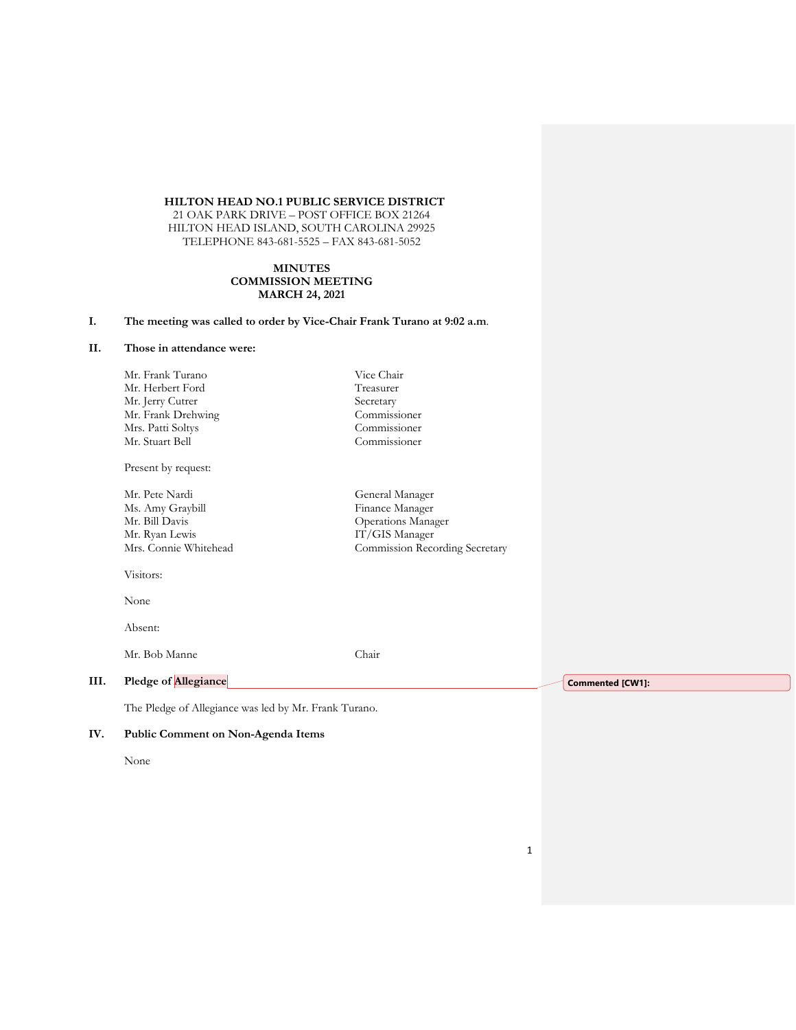**HILTON HEAD NO.1 PUBLIC SERVICE DISTRICT**
21 OAK PARK DRIVE – POST OFFICE BOX 21264
HILTON HEAD ISLAND, SOUTH CAROLINA 29925
TELEPHONE 843-681-5525 – FAX 843-681-5052

**MINUTES**
**COMMISSION MEETING**
**MARCH 24, 2021**

## I. The meeting was called to order by Vice-Chair Frank Turano at 9:02 a.m.

## II. Those in attendance were:

| | |
|---|---|
| Mr. Frank Turano | Vice Chair |
| Mr. Herbert Ford | Treasurer |
| Mr. Jerry Cutrer | Secretary |
| Mr. Frank Drehwing | Commissioner |
| Mrs. Patti Soltys | Commissioner |
| Mr. Stuart Bell | Commissioner |

Present by request:

| | |
|---|---|
| Mr. Pete Nardi | General Manager |
| Ms. Amy Graybill | Finance Manager |
| Mr. Bill Davis | Operations Manager |
| Mr. Ryan Lewis | IT/GIS Manager |
| Mrs. Connie Whitehead | Commission Recording Secretary |

Visitors:

None

Absent:

| | |
|---|---|
| Mr. Bob Manne | Chair |

## III. Pledge of Allegiance

Commented [CW1]:

The Pledge of Allegiance was led by Mr. Frank Turano.

## IV. Public Comment on Non-Agenda Items

None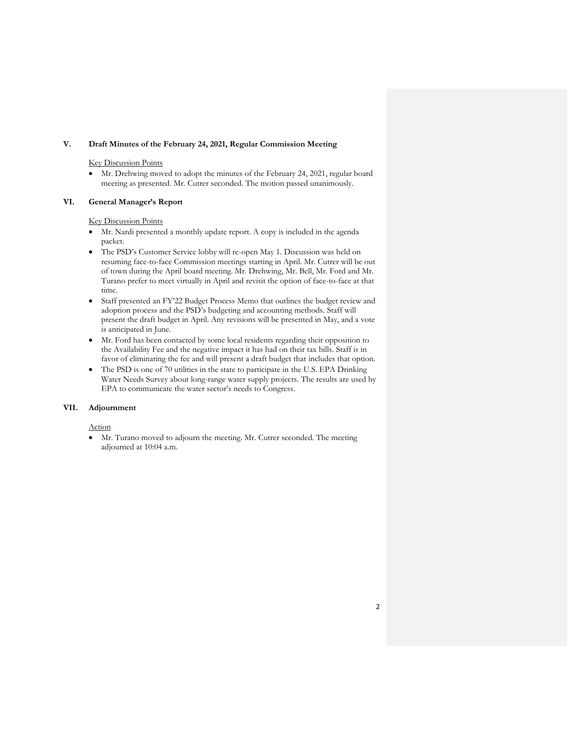## V. Draft Minutes of the February 24, 2021, Regular Commission Meeting

Key Discussion Points

- Mr. Drehwing moved to adopt the minutes of the February 24, 2021, regular board meeting as presented. Mr. Cutrer seconded. The motion passed unanimously.

## VI. General Manager's Report

Key Discussion Points

- Mr. Nardi presented a monthly update report. A copy is included in the agenda packet.
- The PSD's Customer Service lobby will re-open May 1. Discussion was held on resuming face-to-face Commission meetings starting in April. Mr. Cutrer will be out of town during the April board meeting. Mr. Drehwing, Mr. Bell, Mr. Ford and Mr. Turano prefer to meet virtually in April and revisit the option of face-to-face at that time.
- Staff presented an FY'22 Budget Process Memo that outlines the budget review and adoption process and the PSD's budgeting and accounting methods. Staff will present the draft budget in April. Any revisions will be presented in May, and a vote is anticipated in June.
- Mr. Ford has been contacted by some local residents regarding their opposition to the Availability Fee and the negative impact it has had on their tax bills. Staff is in favor of eliminating the fee and will present a draft budget that includes that option.
- The PSD is one of 70 utilities in the state to participate in the U.S. EPA Drinking Water Needs Survey about long-range water supply projects. The results are used by EPA to communicate the water sector's needs to Congress.

## VII. Adjournment

Action

- Mr. Turano moved to adjourn the meeting. Mr. Cutrer seconded. The meeting adjourned at 10:04 a.m.